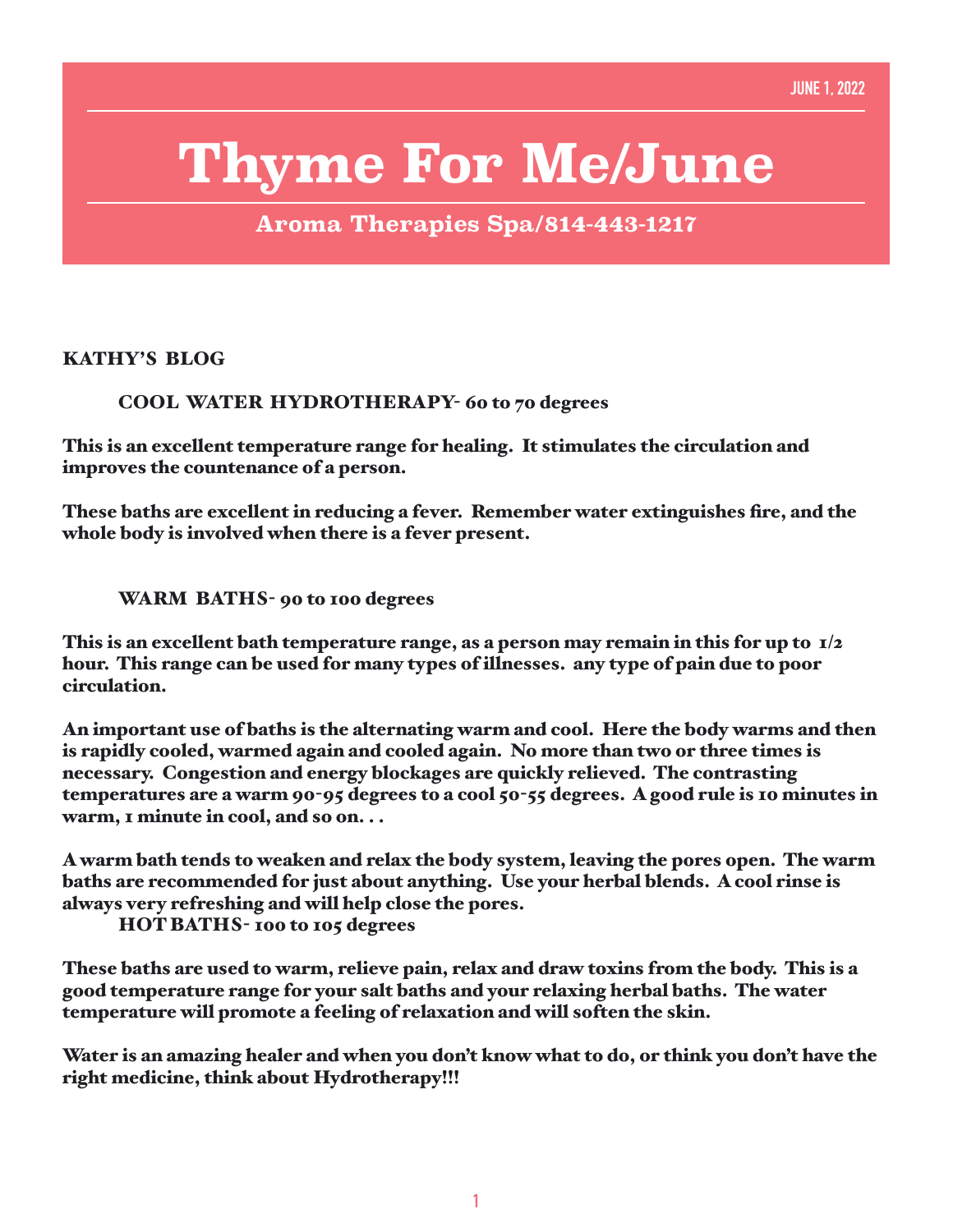JUNE 1, 2022

# Thyme For Me/June

## Aroma Therapies Spa/814-443-1217

### KATHY'S BLOG

#### COOL WATER HYDROTHERAPY- 60 to 70 degrees

**This is an excellent temperature range for healing. It stimulates the circulation and improves the countenance of a person.**

**These baths are excellent in reducing a fever. Remember water extinguishes fire, and the whole body is involved when there is a fever present.**

#### WARM BATHS- 90 to 100 degrees

**This is an excellent bath temperature range, as a person may remain in this for up to 1/2 hour. This range can be used for many types of illnesses. any type of pain due to poor circulation.**

**An important use of baths is the alternating warm and cool. Here the body warms and then is rapidly cooled, warmed again and cooled again. No more than two or three times is necessary. Congestion and energy blockages are quickly relieved. The contrasting temperatures are a warm 90-95 degrees to a cool 50-55 degrees. A good rule is 10 minutes in warm, 1 minute in cool, and so on. . .**

**A warm bath tends to weaken and relax the body system, leaving the pores open. The warm baths are recommended for just about anything. Use your herbal blends. A cool rinse is always very refreshing and will help close the pores.**

#### HOT BATHS- 100 to 105 degrees

**These baths are used to warm, relieve pain, relax and draw toxins from the body. This is a good temperature range for your salt baths and your relaxing herbal baths. The water temperature will promote a feeling of relaxation and will soften the skin.**

**Water is an amazing healer and when you don't know what to do, or think you don't have the right medicine, think about Hydrotherapy!!!**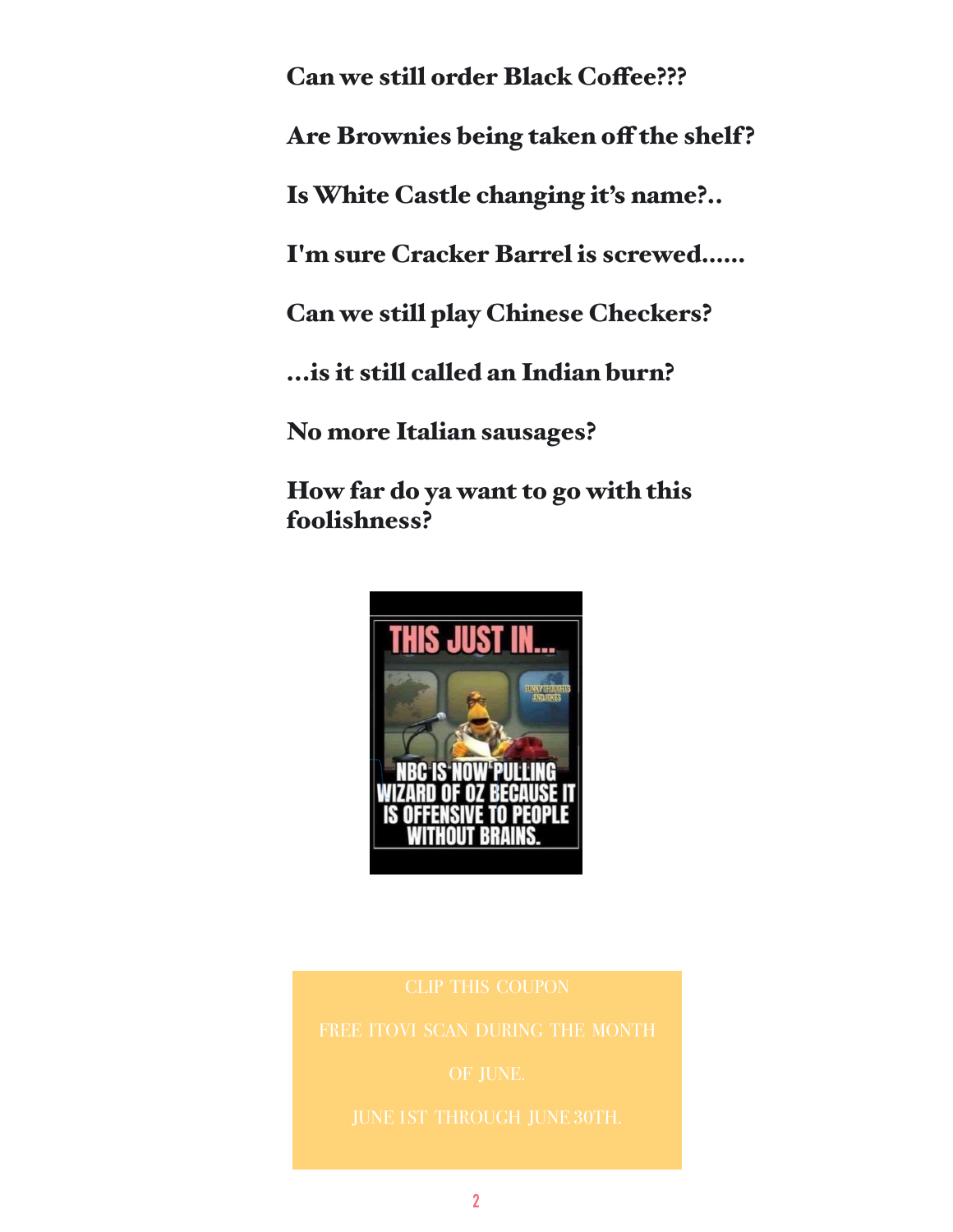**Can we still order Black Coffee???**

**Are Brownies being taken off the shelf?**

**Is White Castle changing it's name?..**

**I'm sure Cracker Barrel is screwed......**

**Can we still play Chinese Checkers?**

**...is it still called an Indian burn?**

**No more Italian sausages?**

**How far do ya want to go with this foolishness?**

THIS JUST IN...

FUNNY THOUGHTS AND JOKES

NBC IS NOW PULLING WIZARD OF OZ BECAUSE IT IS OFFENSIVE TO PEOPLE WITHOUT BRAINS.

CLIP THIS COUPON

FREE ITOVI SCAN DURING THE MONTH OF JUNE.

JUNE 1ST THROUGH JUNE 30TH.